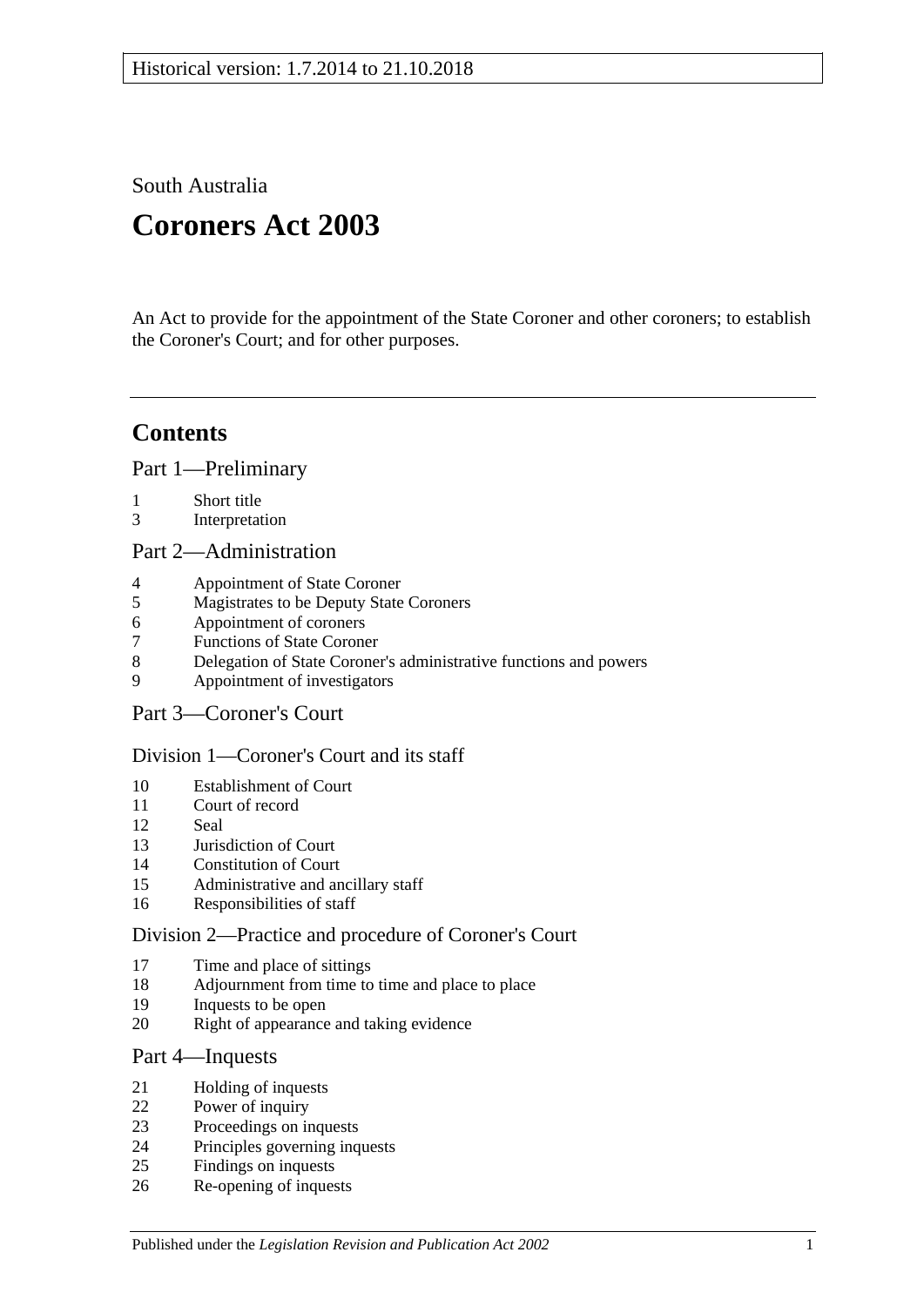Historical version: 1.7.2014 to 21.10.2018

South Australia

# Coroners Act 2003

An Act to provide for the appointment of the State Coroner and other coroners; to establish the Coroner's Court; and for other purposes.

## Contents

### Part 1—Preliminary

1 Short title
3 Interpretation

### Part 2—Administration

4 Appointment of State Coroner
5 Magistrates to be Deputy State Coroners
6 Appointment of coroners
7 Functions of State Coroner
8 Delegation of State Coroner's administrative functions and powers
9 Appointment of investigators

### Part 3—Coroner's Court

#### Division 1—Coroner's Court and its staff

10 Establishment of Court
11 Court of record
12 Seal
13 Jurisdiction of Court
14 Constitution of Court
15 Administrative and ancillary staff
16 Responsibilities of staff

#### Division 2—Practice and procedure of Coroner's Court

17 Time and place of sittings
18 Adjournment from time to time and place to place
19 Inquests to be open
20 Right of appearance and taking evidence

### Part 4—Inquests

21 Holding of inquests
22 Power of inquiry
23 Proceedings on inquests
24 Principles governing inquests
25 Findings on inquests
26 Re-opening of inquests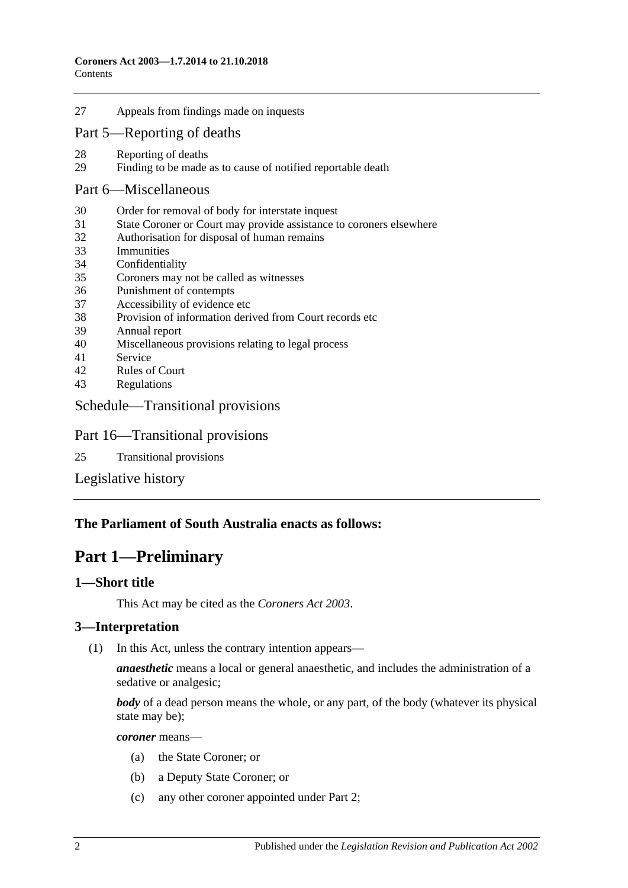27 Appeals from findings made on inquests

Part 5—Reporting of deaths

28 Reporting of deaths
29 Finding to be made as to cause of notified reportable death

Part 6—Miscellaneous

30 Order for removal of body for interstate inquest
31 State Coroner or Court may provide assistance to coroners elsewhere
32 Authorisation for disposal of human remains
33 Immunities
34 Confidentiality
35 Coroners may not be called as witnesses
36 Punishment of contempts
37 Accessibility of evidence etc
38 Provision of information derived from Court records etc
39 Annual report
40 Miscellaneous provisions relating to legal process
41 Service
42 Rules of Court
43 Regulations

Schedule—Transitional provisions

Part 16—Transitional provisions

25 Transitional provisions

Legislative history

**The Parliament of South Australia enacts as follows:**

# Part 1—Preliminary

## 1—Short title

This Act may be cited as the *Coroners Act 2003*.

## 3—Interpretation

(1) In this Act, unless the contrary intention appears—

***anaesthetic*** means a local or general anaesthetic, and includes the administration of a sedative or analgesic;

***body*** of a dead person means the whole, or any part, of the body (whatever its physical state may be);

***coroner*** means—

(a) the State Coroner; or

(b) a Deputy State Coroner; or

(c) any other coroner appointed under Part 2;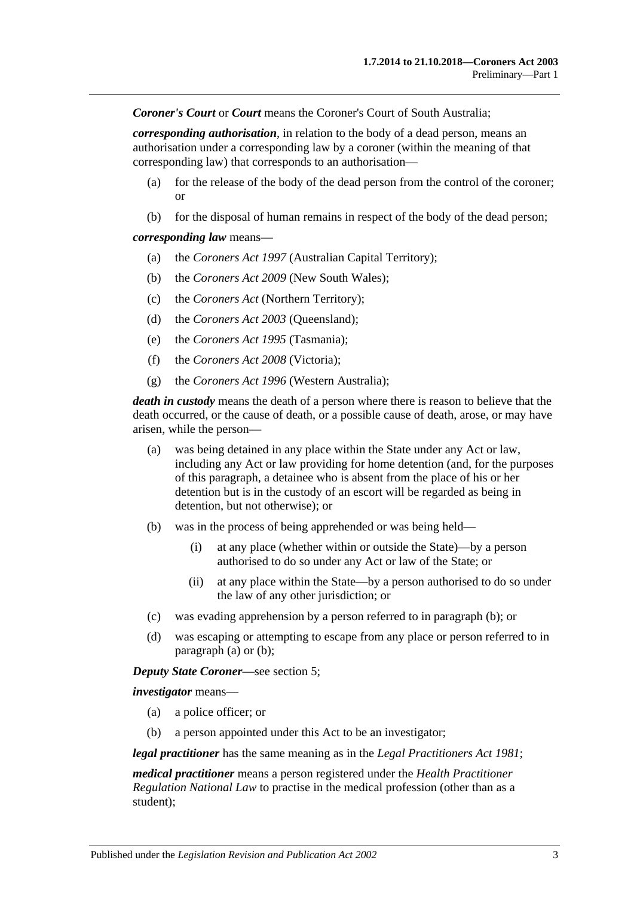***Coroner's Court*** or ***Court*** means the Coroner's Court of South Australia;

***corresponding authorisation***, in relation to the body of a dead person, means an authorisation under a corresponding law by a coroner (within the meaning of that corresponding law) that corresponds to an authorisation—

- (a) for the release of the body of the dead person from the control of the coroner; or
- (b) for the disposal of human remains in respect of the body of the dead person;

***corresponding law*** means—

- (a) the *Coroners Act 1997* (Australian Capital Territory);
- (b) the *Coroners Act 2009* (New South Wales);
- (c) the *Coroners Act* (Northern Territory);
- (d) the *Coroners Act 2003* (Queensland);
- (e) the *Coroners Act 1995* (Tasmania);
- (f) the *Coroners Act 2008* (Victoria);
- (g) the *Coroners Act 1996* (Western Australia);

***death in custody*** means the death of a person where there is reason to believe that the death occurred, or the cause of death, or a possible cause of death, arose, or may have arisen, while the person—

- (a) was being detained in any place within the State under any Act or law, including any Act or law providing for home detention (and, for the purposes of this paragraph, a detainee who is absent from the place of his or her detention but is in the custody of an escort will be regarded as being in detention, but not otherwise); or
- (b) was in the process of being apprehended or was being held—
  - (i) at any place (whether within or outside the State)—by a person authorised to do so under any Act or law of the State; or
  - (ii) at any place within the State—by a person authorised to do so under the law of any other jurisdiction; or
- (c) was evading apprehension by a person referred to in paragraph (b); or
- (d) was escaping or attempting to escape from any place or person referred to in paragraph (a) or (b);

***Deputy State Coroner***—see section 5;

***investigator*** means—

- (a) a police officer; or
- (b) a person appointed under this Act to be an investigator;

***legal practitioner*** has the same meaning as in the *Legal Practitioners Act 1981*;

***medical practitioner*** means a person registered under the *Health Practitioner Regulation National Law* to practise in the medical profession (other than as a student);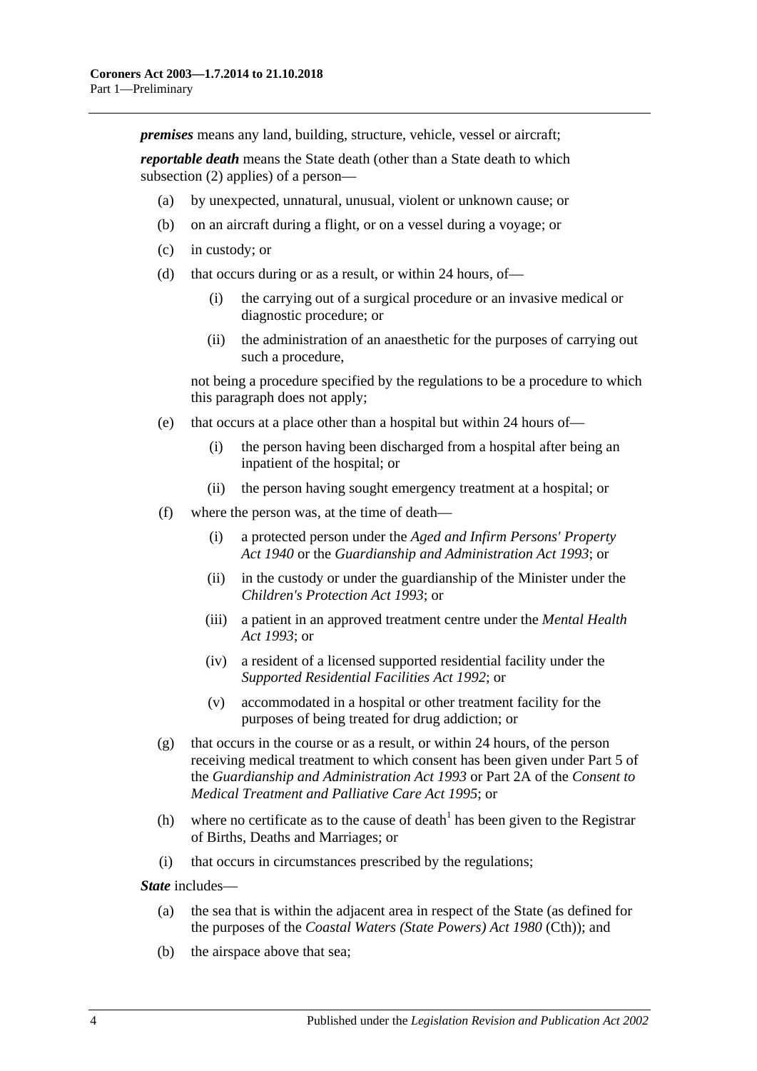***premises*** means any land, building, structure, vehicle, vessel or aircraft;

***reportable death*** means the State death (other than a State death to which subsection (2) applies) of a person—

- (a) by unexpected, unnatural, unusual, violent or unknown cause; or
- (b) on an aircraft during a flight, or on a vessel during a voyage; or
- (c) in custody; or
- (d) that occurs during or as a result, or within 24 hours, of—
  - (i) the carrying out of a surgical procedure or an invasive medical or diagnostic procedure; or
  - (ii) the administration of an anaesthetic for the purposes of carrying out such a procedure,

  not being a procedure specified by the regulations to be a procedure to which this paragraph does not apply;
- (e) that occurs at a place other than a hospital but within 24 hours of—
  - (i) the person having been discharged from a hospital after being an inpatient of the hospital; or
  - (ii) the person having sought emergency treatment at a hospital; or
- (f) where the person was, at the time of death—
  - (i) a protected person under the *Aged and Infirm Persons' Property Act 1940* or the *Guardianship and Administration Act 1993*; or
  - (ii) in the custody or under the guardianship of the Minister under the *Children's Protection Act 1993*; or
  - (iii) a patient in an approved treatment centre under the *Mental Health Act 1993*; or
  - (iv) a resident of a licensed supported residential facility under the *Supported Residential Facilities Act 1992*; or
  - (v) accommodated in a hospital or other treatment facility for the purposes of being treated for drug addiction; or
- (g) that occurs in the course or as a result, or within 24 hours, of the person receiving medical treatment to which consent has been given under Part 5 of the *Guardianship and Administration Act 1993* or Part 2A of the *Consent to Medical Treatment and Palliative Care Act 1995*; or
- (h) where no certificate as to the cause of death[1] has been given to the Registrar of Births, Deaths and Marriages; or
- (i) that occurs in circumstances prescribed by the regulations;

***State*** includes—

- (a) the sea that is within the adjacent area in respect of the State (as defined for the purposes of the *Coastal Waters (State Powers) Act 1980* (Cth)); and
- (b) the airspace above that sea;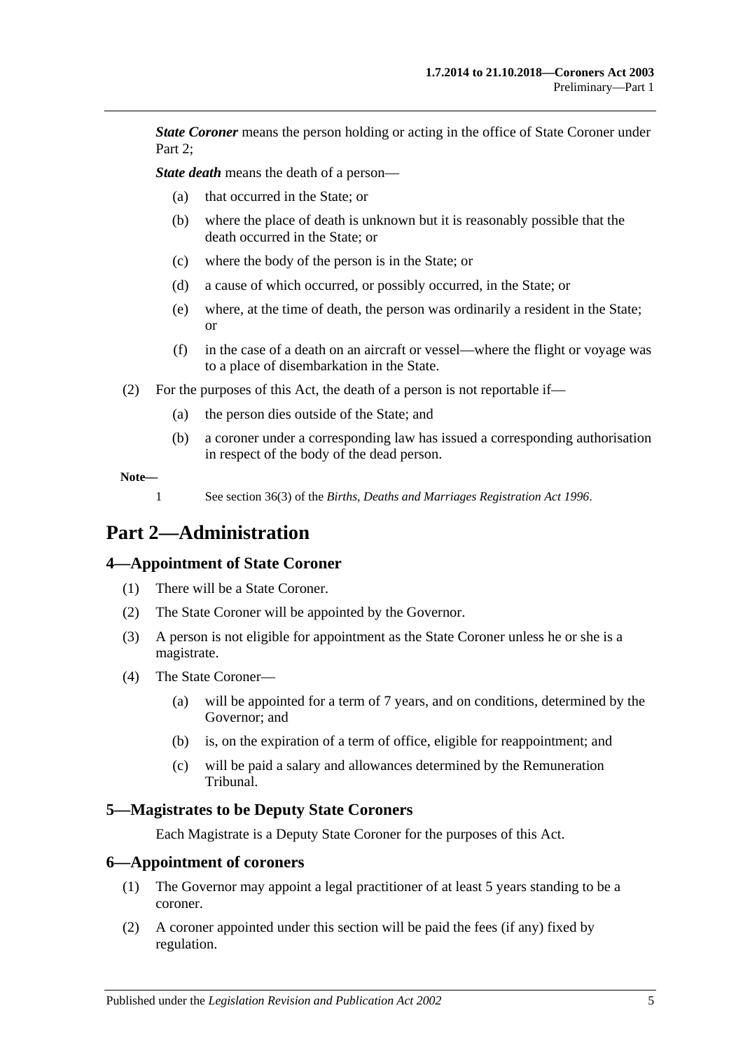***State Coroner*** means the person holding or acting in the office of State Coroner under Part 2;

***State death*** means the death of a person—

(a) that occurred in the State; or

(b) where the place of death is unknown but it is reasonably possible that the death occurred in the State; or

(c) where the body of the person is in the State; or

(d) a cause of which occurred, or possibly occurred, in the State; or

(e) where, at the time of death, the person was ordinarily a resident in the State; or

(f) in the case of a death on an aircraft or vessel—where the flight or voyage was to a place of disembarkation in the State.

(2) For the purposes of this Act, the death of a person is not reportable if—

(a) the person dies outside of the State; and

(b) a coroner under a corresponding law has issued a corresponding authorisation in respect of the body of the dead person.

**Note—**

1 See section 36(3) of the *Births, Deaths and Marriages Registration Act 1996*.

# Part 2—Administration

## 4—Appointment of State Coroner

(1) There will be a State Coroner.

(2) The State Coroner will be appointed by the Governor.

(3) A person is not eligible for appointment as the State Coroner unless he or she is a magistrate.

(4) The State Coroner—

(a) will be appointed for a term of 7 years, and on conditions, determined by the Governor; and

(b) is, on the expiration of a term of office, eligible for reappointment; and

(c) will be paid a salary and allowances determined by the Remuneration Tribunal.

## 5—Magistrates to be Deputy State Coroners

Each Magistrate is a Deputy State Coroner for the purposes of this Act.

## 6—Appointment of coroners

(1) The Governor may appoint a legal practitioner of at least 5 years standing to be a coroner.

(2) A coroner appointed under this section will be paid the fees (if any) fixed by regulation.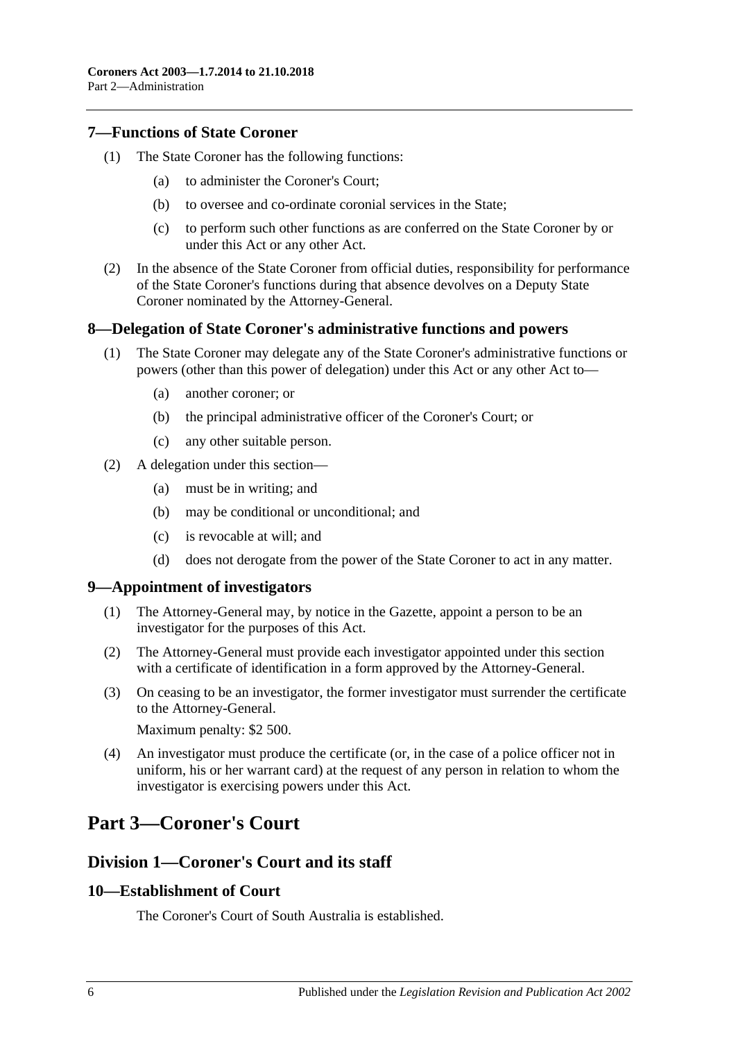## 7—Functions of State Coroner

(1) The State Coroner has the following functions:

(a) to administer the Coroner's Court;

(b) to oversee and co-ordinate coronial services in the State;

(c) to perform such other functions as are conferred on the State Coroner by or under this Act or any other Act.

(2) In the absence of the State Coroner from official duties, responsibility for performance of the State Coroner's functions during that absence devolves on a Deputy State Coroner nominated by the Attorney-General.

## 8—Delegation of State Coroner's administrative functions and powers

(1) The State Coroner may delegate any of the State Coroner's administrative functions or powers (other than this power of delegation) under this Act or any other Act to—

(a) another coroner; or

(b) the principal administrative officer of the Coroner's Court; or

(c) any other suitable person.

(2) A delegation under this section—

(a) must be in writing; and

(b) may be conditional or unconditional; and

(c) is revocable at will; and

(d) does not derogate from the power of the State Coroner to act in any matter.

## 9—Appointment of investigators

(1) The Attorney-General may, by notice in the Gazette, appoint a person to be an investigator for the purposes of this Act.

(2) The Attorney-General must provide each investigator appointed under this section with a certificate of identification in a form approved by the Attorney-General.

(3) On ceasing to be an investigator, the former investigator must surrender the certificate to the Attorney-General.

Maximum penalty: $2 500.

(4) An investigator must produce the certificate (or, in the case of a police officer not in uniform, his or her warrant card) at the request of any person in relation to whom the investigator is exercising powers under this Act.

# Part 3—Coroner's Court

## Division 1—Coroner's Court and its staff

## 10—Establishment of Court

The Coroner's Court of South Australia is established.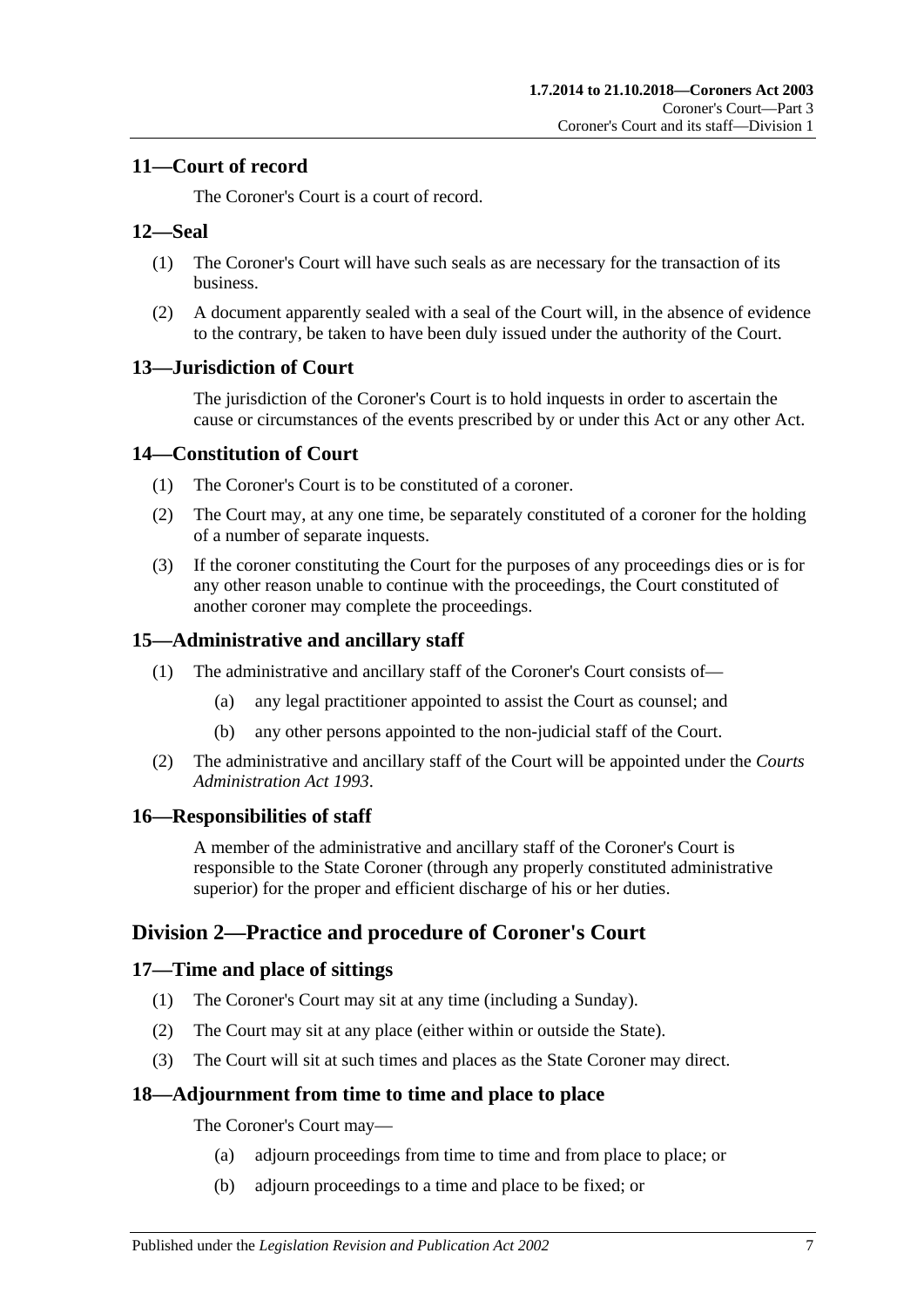## 11—Court of record

The Coroner's Court is a court of record.

## 12—Seal

(1) The Coroner's Court will have such seals as are necessary for the transaction of its business.

(2) A document apparently sealed with a seal of the Court will, in the absence of evidence to the contrary, be taken to have been duly issued under the authority of the Court.

## 13—Jurisdiction of Court

The jurisdiction of the Coroner's Court is to hold inquests in order to ascertain the cause or circumstances of the events prescribed by or under this Act or any other Act.

## 14—Constitution of Court

(1) The Coroner's Court is to be constituted of a coroner.

(2) The Court may, at any one time, be separately constituted of a coroner for the holding of a number of separate inquests.

(3) If the coroner constituting the Court for the purposes of any proceedings dies or is for any other reason unable to continue with the proceedings, the Court constituted of another coroner may complete the proceedings.

## 15—Administrative and ancillary staff

(1) The administrative and ancillary staff of the Coroner's Court consists of—

(a) any legal practitioner appointed to assist the Court as counsel; and

(b) any other persons appointed to the non-judicial staff of the Court.

(2) The administrative and ancillary staff of the Court will be appointed under the *Courts Administration Act 1993*.

## 16—Responsibilities of staff

A member of the administrative and ancillary staff of the Coroner's Court is responsible to the State Coroner (through any properly constituted administrative superior) for the proper and efficient discharge of his or her duties.

# Division 2—Practice and procedure of Coroner's Court

## 17—Time and place of sittings

(1) The Coroner's Court may sit at any time (including a Sunday).

(2) The Court may sit at any place (either within or outside the State).

(3) The Court will sit at such times and places as the State Coroner may direct.

## 18—Adjournment from time to time and place to place

The Coroner's Court may—

(a) adjourn proceedings from time to time and from place to place; or

(b) adjourn proceedings to a time and place to be fixed; or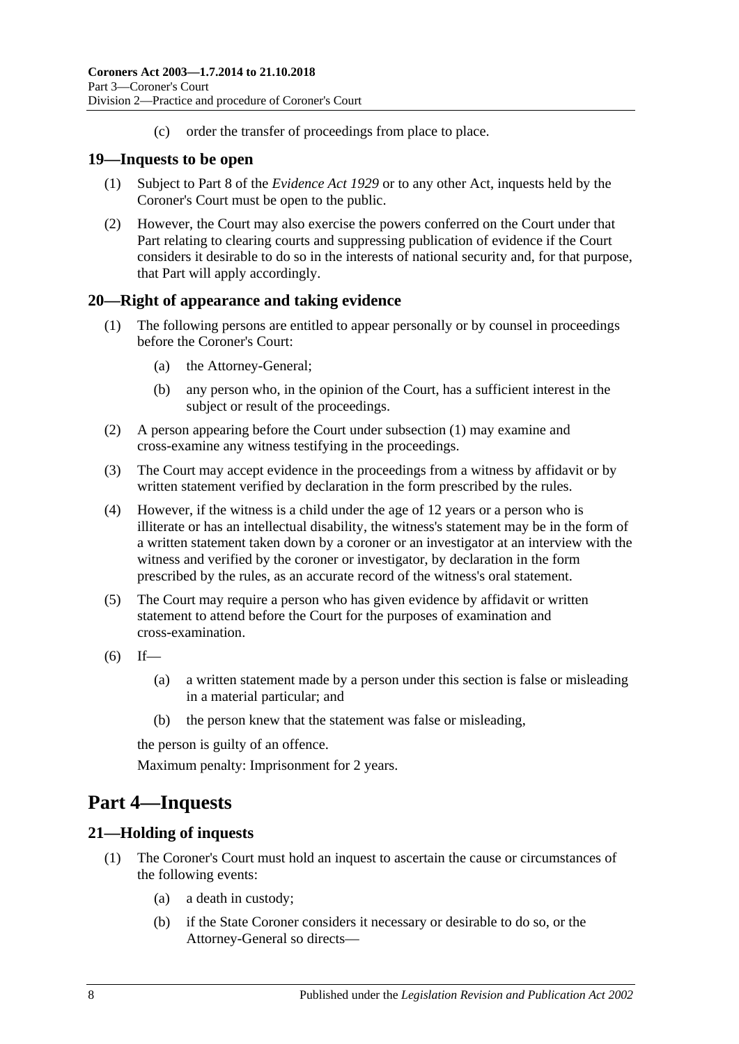(c) order the transfer of proceedings from place to place.

## 19—Inquests to be open

(1) Subject to Part 8 of the *Evidence Act 1929* or to any other Act, inquests held by the Coroner's Court must be open to the public.

(2) However, the Court may also exercise the powers conferred on the Court under that Part relating to clearing courts and suppressing publication of evidence if the Court considers it desirable to do so in the interests of national security and, for that purpose, that Part will apply accordingly.

## 20—Right of appearance and taking evidence

(1) The following persons are entitled to appear personally or by counsel in proceedings before the Coroner's Court:

(a) the Attorney-General;

(b) any person who, in the opinion of the Court, has a sufficient interest in the subject or result of the proceedings.

(2) A person appearing before the Court under subsection (1) may examine and cross-examine any witness testifying in the proceedings.

(3) The Court may accept evidence in the proceedings from a witness by affidavit or by written statement verified by declaration in the form prescribed by the rules.

(4) However, if the witness is a child under the age of 12 years or a person who is illiterate or has an intellectual disability, the witness's statement may be in the form of a written statement taken down by a coroner or an investigator at an interview with the witness and verified by the coroner or investigator, by declaration in the form prescribed by the rules, as an accurate record of the witness's oral statement.

(5) The Court may require a person who has given evidence by affidavit or written statement to attend before the Court for the purposes of examination and cross-examination.

(6) If—

(a) a written statement made by a person under this section is false or misleading in a material particular; and

(b) the person knew that the statement was false or misleading,

the person is guilty of an offence.

Maximum penalty: Imprisonment for 2 years.

# Part 4—Inquests

## 21—Holding of inquests

(1) The Coroner's Court must hold an inquest to ascertain the cause or circumstances of the following events:

(a) a death in custody;

(b) if the State Coroner considers it necessary or desirable to do so, or the Attorney-General so directs—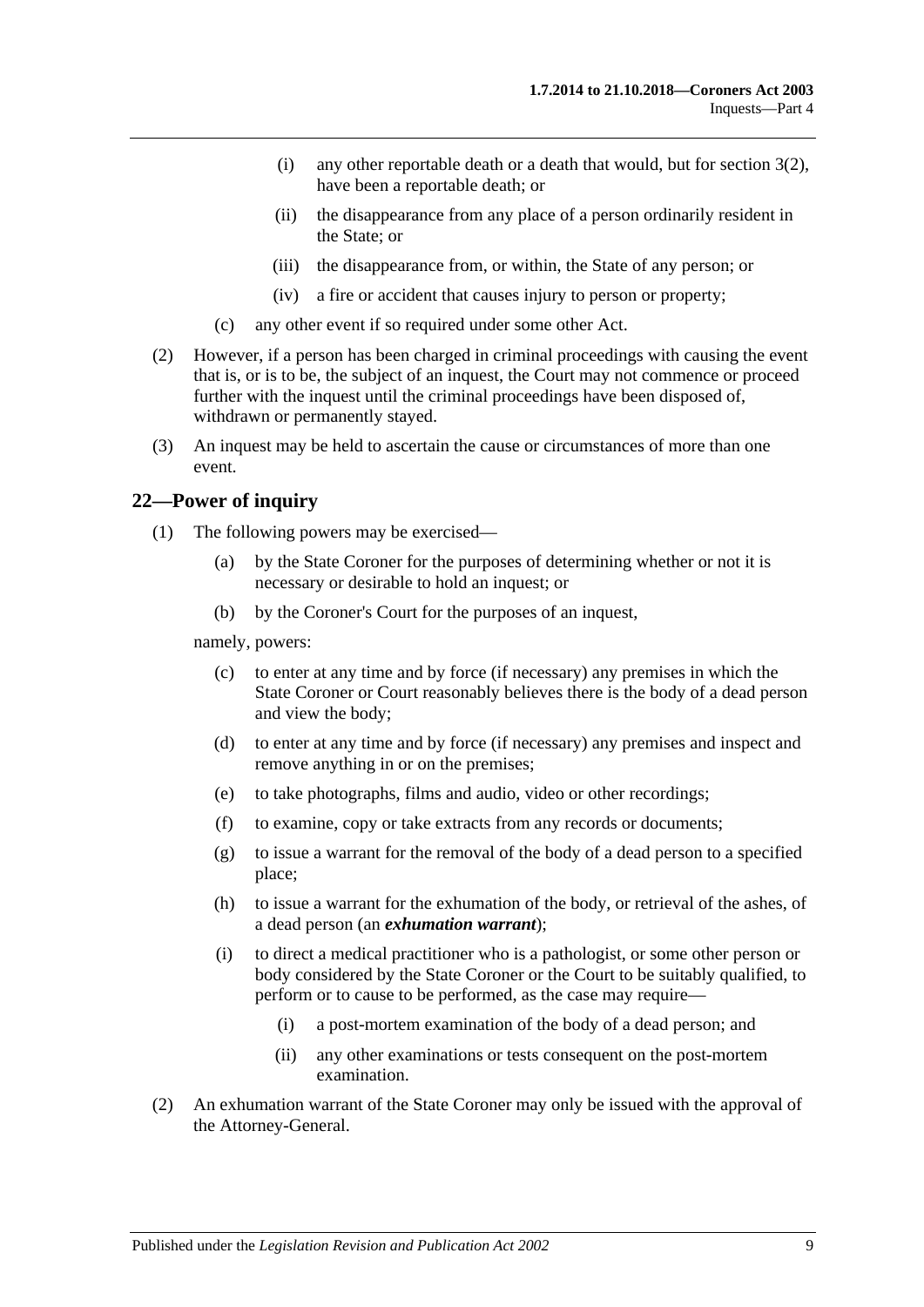(i) any other reportable death or a death that would, but for section 3(2), have been a reportable death; or

(ii) the disappearance from any place of a person ordinarily resident in the State; or

(iii) the disappearance from, or within, the State of any person; or

(iv) a fire or accident that causes injury to person or property;

(c) any other event if so required under some other Act.

(2) However, if a person has been charged in criminal proceedings with causing the event that is, or is to be, the subject of an inquest, the Court may not commence or proceed further with the inquest until the criminal proceedings have been disposed of, withdrawn or permanently stayed.

(3) An inquest may be held to ascertain the cause or circumstances of more than one event.

## 22—Power of inquiry

(1) The following powers may be exercised—

(a) by the State Coroner for the purposes of determining whether or not it is necessary or desirable to hold an inquest; or

(b) by the Coroner's Court for the purposes of an inquest,

namely, powers:

(c) to enter at any time and by force (if necessary) any premises in which the State Coroner or Court reasonably believes there is the body of a dead person and view the body;

(d) to enter at any time and by force (if necessary) any premises and inspect and remove anything in or on the premises;

(e) to take photographs, films and audio, video or other recordings;

(f) to examine, copy or take extracts from any records or documents;

(g) to issue a warrant for the removal of the body of a dead person to a specified place;

(h) to issue a warrant for the exhumation of the body, or retrieval of the ashes, of a dead person (an ***exhumation warrant***);

(i) to direct a medical practitioner who is a pathologist, or some other person or body considered by the State Coroner or the Court to be suitably qualified, to perform or to cause to be performed, as the case may require—

(i) a post-mortem examination of the body of a dead person; and

(ii) any other examinations or tests consequent on the post-mortem examination.

(2) An exhumation warrant of the State Coroner may only be issued with the approval of the Attorney-General.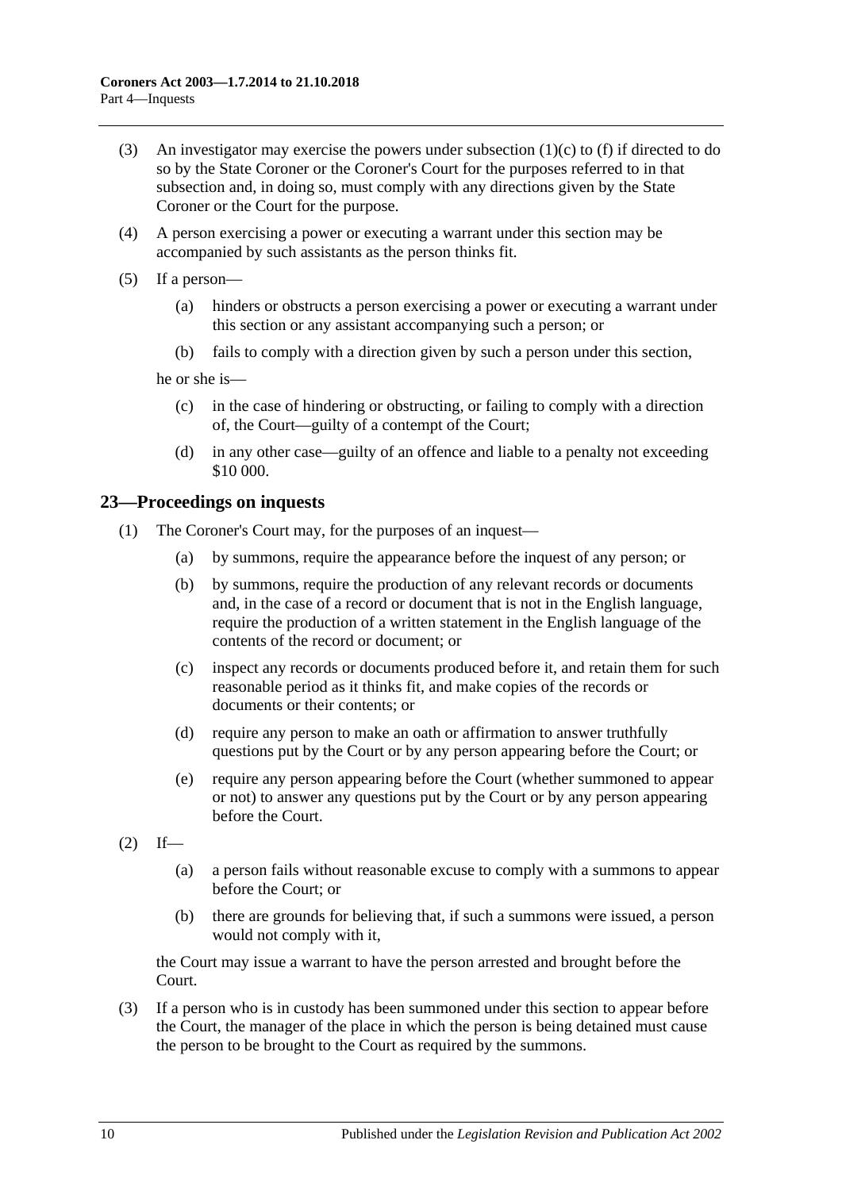(3) An investigator may exercise the powers under subsection (1)(c) to (f) if directed to do so by the State Coroner or the Coroner's Court for the purposes referred to in that subsection and, in doing so, must comply with any directions given by the State Coroner or the Court for the purpose.

(4) A person exercising a power or executing a warrant under this section may be accompanied by such assistants as the person thinks fit.

(5) If a person—

  (a) hinders or obstructs a person exercising a power or executing a warrant under this section or any assistant accompanying such a person; or

  (b) fails to comply with a direction given by such a person under this section,

he or she is—

  (c) in the case of hindering or obstructing, or failing to comply with a direction of, the Court—guilty of a contempt of the Court;

  (d) in any other case—guilty of an offence and liable to a penalty not exceeding $10 000.

## 23—Proceedings on inquests

(1) The Coroner's Court may, for the purposes of an inquest—

  (a) by summons, require the appearance before the inquest of any person; or

  (b) by summons, require the production of any relevant records or documents and, in the case of a record or document that is not in the English language, require the production of a written statement in the English language of the contents of the record or document; or

  (c) inspect any records or documents produced before it, and retain them for such reasonable period as it thinks fit, and make copies of the records or documents or their contents; or

  (d) require any person to make an oath or affirmation to answer truthfully questions put by the Court or by any person appearing before the Court; or

  (e) require any person appearing before the Court (whether summoned to appear or not) to answer any questions put by the Court or by any person appearing before the Court.

(2) If—

  (a) a person fails without reasonable excuse to comply with a summons to appear before the Court; or

  (b) there are grounds for believing that, if such a summons were issued, a person would not comply with it,

the Court may issue a warrant to have the person arrested and brought before the Court.

(3) If a person who is in custody has been summoned under this section to appear before the Court, the manager of the place in which the person is being detained must cause the person to be brought to the Court as required by the summons.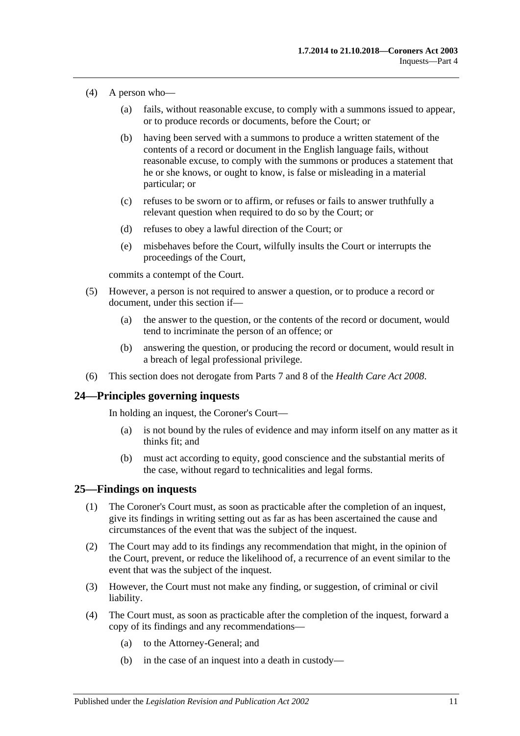(4) A person who—

  (a) fails, without reasonable excuse, to comply with a summons issued to appear, or to produce records or documents, before the Court; or

  (b) having been served with a summons to produce a written statement of the contents of a record or document in the English language fails, without reasonable excuse, to comply with the summons or produces a statement that he or she knows, or ought to know, is false or misleading in a material particular; or

  (c) refuses to be sworn or to affirm, or refuses or fails to answer truthfully a relevant question when required to do so by the Court; or

  (d) refuses to obey a lawful direction of the Court; or

  (e) misbehaves before the Court, wilfully insults the Court or interrupts the proceedings of the Court,

commits a contempt of the Court.

(5) However, a person is not required to answer a question, or to produce a record or document, under this section if—

  (a) the answer to the question, or the contents of the record or document, would tend to incriminate the person of an offence; or

  (b) answering the question, or producing the record or document, would result in a breach of legal professional privilege.

(6) This section does not derogate from Parts 7 and 8 of the *Health Care Act 2008*.

## 24—Principles governing inquests

In holding an inquest, the Coroner's Court—

  (a) is not bound by the rules of evidence and may inform itself on any matter as it thinks fit; and

  (b) must act according to equity, good conscience and the substantial merits of the case, without regard to technicalities and legal forms.

## 25—Findings on inquests

(1) The Coroner's Court must, as soon as practicable after the completion of an inquest, give its findings in writing setting out as far as has been ascertained the cause and circumstances of the event that was the subject of the inquest.

(2) The Court may add to its findings any recommendation that might, in the opinion of the Court, prevent, or reduce the likelihood of, a recurrence of an event similar to the event that was the subject of the inquest.

(3) However, the Court must not make any finding, or suggestion, of criminal or civil liability.

(4) The Court must, as soon as practicable after the completion of the inquest, forward a copy of its findings and any recommendations—

  (a) to the Attorney-General; and

  (b) in the case of an inquest into a death in custody—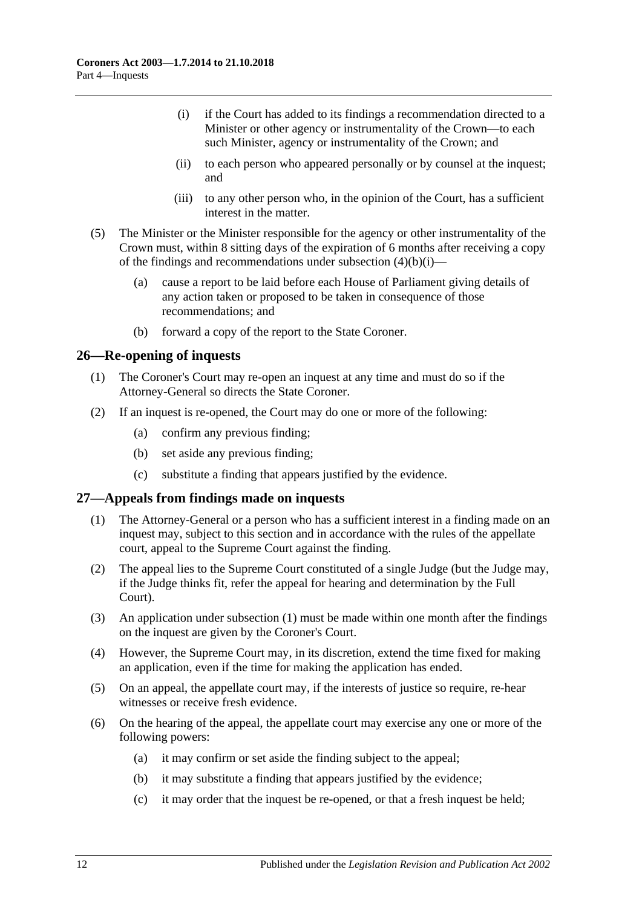(i) if the Court has added to its findings a recommendation directed to a Minister or other agency or instrumentality of the Crown—to each such Minister, agency or instrumentality of the Crown; and

(ii) to each person who appeared personally or by counsel at the inquest; and

(iii) to any other person who, in the opinion of the Court, has a sufficient interest in the matter.

(5) The Minister or the Minister responsible for the agency or other instrumentality of the Crown must, within 8 sitting days of the expiration of 6 months after receiving a copy of the findings and recommendations under subsection (4)(b)(i)—

(a) cause a report to be laid before each House of Parliament giving details of any action taken or proposed to be taken in consequence of those recommendations; and

(b) forward a copy of the report to the State Coroner.

## 26—Re-opening of inquests

(1) The Coroner's Court may re-open an inquest at any time and must do so if the Attorney-General so directs the State Coroner.

(2) If an inquest is re-opened, the Court may do one or more of the following:

(a) confirm any previous finding;

(b) set aside any previous finding;

(c) substitute a finding that appears justified by the evidence.

## 27—Appeals from findings made on inquests

(1) The Attorney-General or a person who has a sufficient interest in a finding made on an inquest may, subject to this section and in accordance with the rules of the appellate court, appeal to the Supreme Court against the finding.

(2) The appeal lies to the Supreme Court constituted of a single Judge (but the Judge may, if the Judge thinks fit, refer the appeal for hearing and determination by the Full Court).

(3) An application under subsection (1) must be made within one month after the findings on the inquest are given by the Coroner's Court.

(4) However, the Supreme Court may, in its discretion, extend the time fixed for making an application, even if the time for making the application has ended.

(5) On an appeal, the appellate court may, if the interests of justice so require, re-hear witnesses or receive fresh evidence.

(6) On the hearing of the appeal, the appellate court may exercise any one or more of the following powers:

(a) it may confirm or set aside the finding subject to the appeal;

(b) it may substitute a finding that appears justified by the evidence;

(c) it may order that the inquest be re-opened, or that a fresh inquest be held;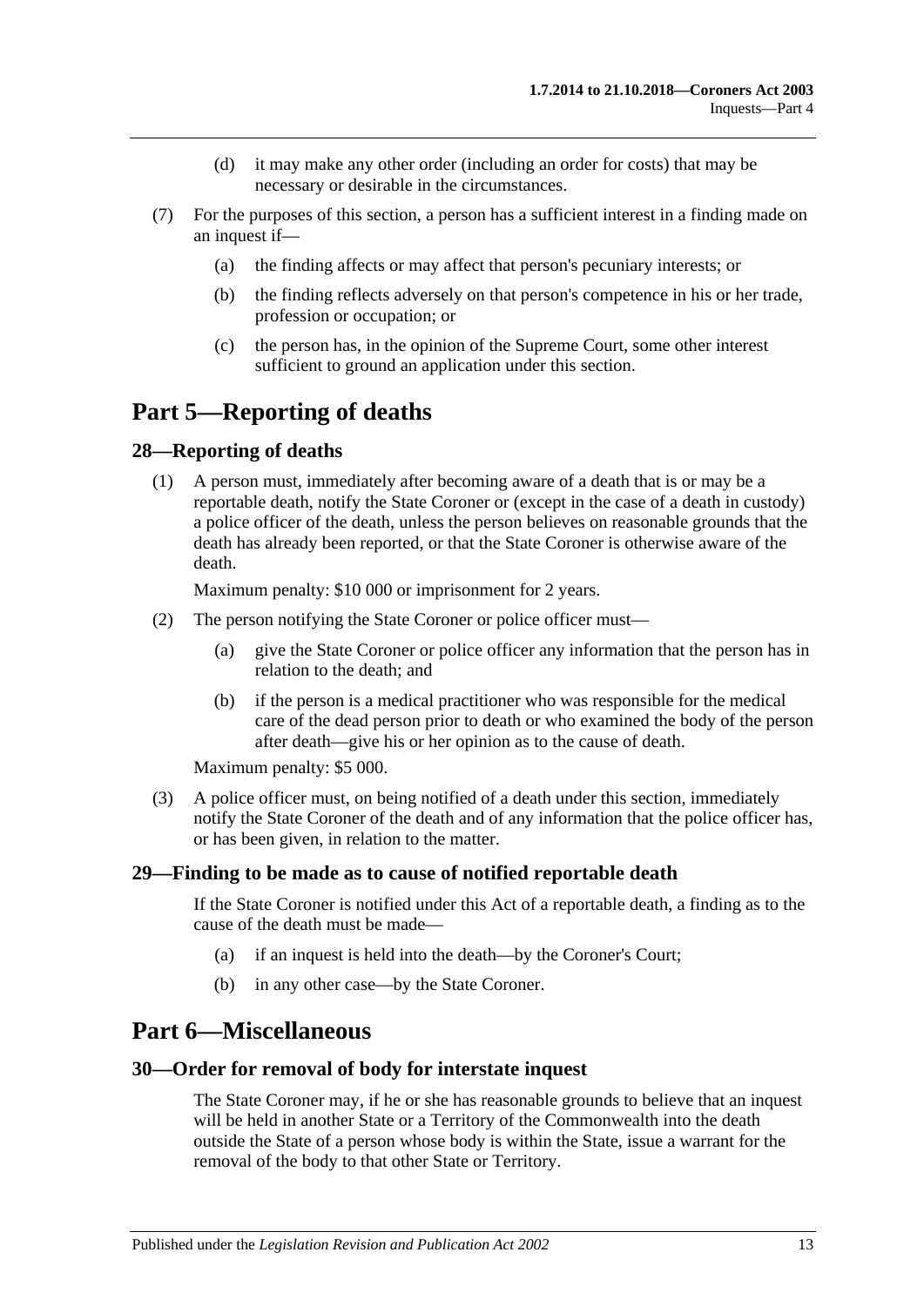(d) it may make any other order (including an order for costs) that may be necessary or desirable in the circumstances.

(7) For the purposes of this section, a person has a sufficient interest in a finding made on an inquest if—

(a) the finding affects or may affect that person's pecuniary interests; or

(b) the finding reflects adversely on that person's competence in his or her trade, profession or occupation; or

(c) the person has, in the opinion of the Supreme Court, some other interest sufficient to ground an application under this section.

# Part 5—Reporting of deaths

## 28—Reporting of deaths

(1) A person must, immediately after becoming aware of a death that is or may be a reportable death, notify the State Coroner or (except in the case of a death in custody) a police officer of the death, unless the person believes on reasonable grounds that the death has already been reported, or that the State Coroner is otherwise aware of the death.

Maximum penalty: $10 000 or imprisonment for 2 years.

(2) The person notifying the State Coroner or police officer must—

(a) give the State Coroner or police officer any information that the person has in relation to the death; and

(b) if the person is a medical practitioner who was responsible for the medical care of the dead person prior to death or who examined the body of the person after death—give his or her opinion as to the cause of death.

Maximum penalty: $5 000.

(3) A police officer must, on being notified of a death under this section, immediately notify the State Coroner of the death and of any information that the police officer has, or has been given, in relation to the matter.

## 29—Finding to be made as to cause of notified reportable death

If the State Coroner is notified under this Act of a reportable death, a finding as to the cause of the death must be made—

(a) if an inquest is held into the death—by the Coroner's Court;

(b) in any other case—by the State Coroner.

# Part 6—Miscellaneous

## 30—Order for removal of body for interstate inquest

The State Coroner may, if he or she has reasonable grounds to believe that an inquest will be held in another State or a Territory of the Commonwealth into the death outside the State of a person whose body is within the State, issue a warrant for the removal of the body to that other State or Territory.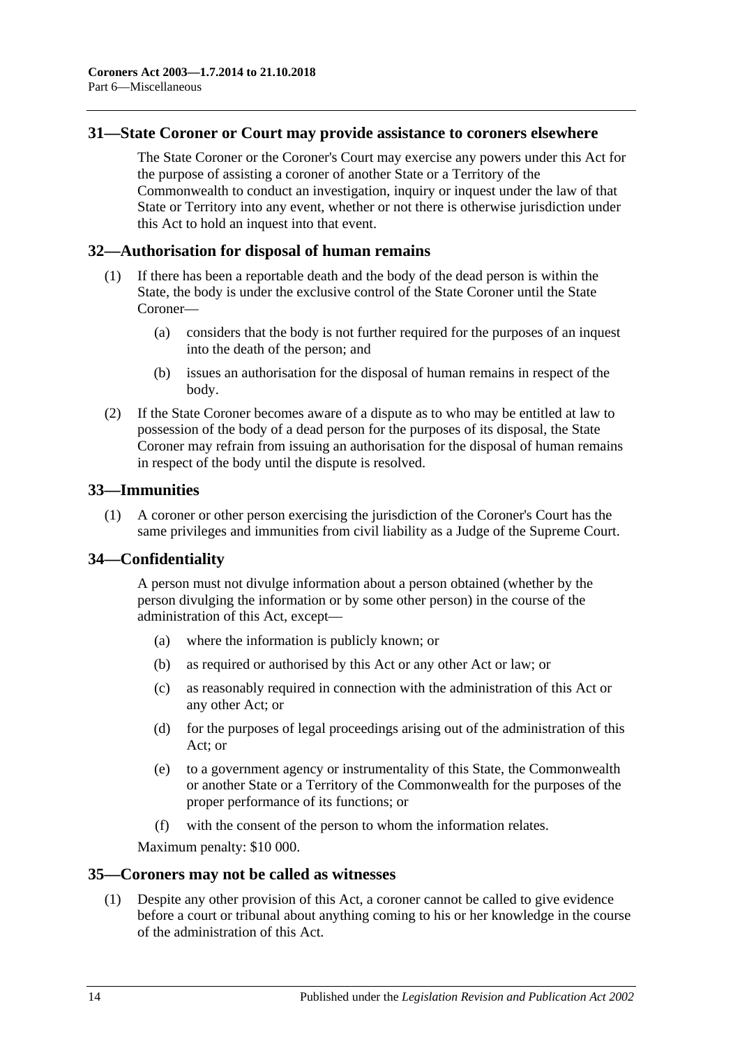## 31—State Coroner or Court may provide assistance to coroners elsewhere

The State Coroner or the Coroner's Court may exercise any powers under this Act for the purpose of assisting a coroner of another State or a Territory of the Commonwealth to conduct an investigation, inquiry or inquest under the law of that State or Territory into any event, whether or not there is otherwise jurisdiction under this Act to hold an inquest into that event.

## 32—Authorisation for disposal of human remains

(1) If there has been a reportable death and the body of the dead person is within the State, the body is under the exclusive control of the State Coroner until the State Coroner—

(a) considers that the body is not further required for the purposes of an inquest into the death of the person; and

(b) issues an authorisation for the disposal of human remains in respect of the body.

(2) If the State Coroner becomes aware of a dispute as to who may be entitled at law to possession of the body of a dead person for the purposes of its disposal, the State Coroner may refrain from issuing an authorisation for the disposal of human remains in respect of the body until the dispute is resolved.

## 33—Immunities

(1) A coroner or other person exercising the jurisdiction of the Coroner's Court has the same privileges and immunities from civil liability as a Judge of the Supreme Court.

## 34—Confidentiality

A person must not divulge information about a person obtained (whether by the person divulging the information or by some other person) in the course of the administration of this Act, except—

(a) where the information is publicly known; or

(b) as required or authorised by this Act or any other Act or law; or

(c) as reasonably required in connection with the administration of this Act or any other Act; or

(d) for the purposes of legal proceedings arising out of the administration of this Act; or

(e) to a government agency or instrumentality of this State, the Commonwealth or another State or a Territory of the Commonwealth for the purposes of the proper performance of its functions; or

(f) with the consent of the person to whom the information relates.

Maximum penalty: $10 000.

## 35—Coroners may not be called as witnesses

(1) Despite any other provision of this Act, a coroner cannot be called to give evidence before a court or tribunal about anything coming to his or her knowledge in the course of the administration of this Act.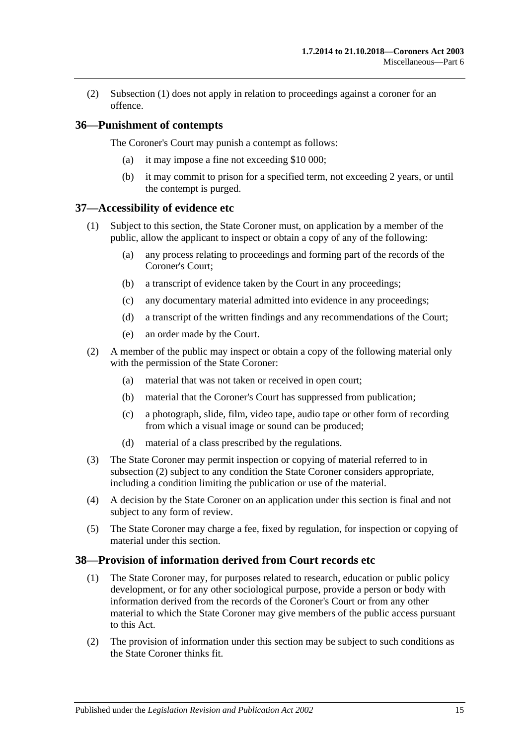(2) Subsection (1) does not apply in relation to proceedings against a coroner for an offence.

## 36—Punishment of contempts

The Coroner's Court may punish a contempt as follows:

(a) it may impose a fine not exceeding $10 000;

(b) it may commit to prison for a specified term, not exceeding 2 years, or until the contempt is purged.

## 37—Accessibility of evidence etc

(1) Subject to this section, the State Coroner must, on application by a member of the public, allow the applicant to inspect or obtain a copy of any of the following:

(a) any process relating to proceedings and forming part of the records of the Coroner's Court;

(b) a transcript of evidence taken by the Court in any proceedings;

(c) any documentary material admitted into evidence in any proceedings;

(d) a transcript of the written findings and any recommendations of the Court;

(e) an order made by the Court.

(2) A member of the public may inspect or obtain a copy of the following material only with the permission of the State Coroner:

(a) material that was not taken or received in open court;

(b) material that the Coroner's Court has suppressed from publication;

(c) a photograph, slide, film, video tape, audio tape or other form of recording from which a visual image or sound can be produced;

(d) material of a class prescribed by the regulations.

(3) The State Coroner may permit inspection or copying of material referred to in subsection (2) subject to any condition the State Coroner considers appropriate, including a condition limiting the publication or use of the material.

(4) A decision by the State Coroner on an application under this section is final and not subject to any form of review.

(5) The State Coroner may charge a fee, fixed by regulation, for inspection or copying of material under this section.

## 38—Provision of information derived from Court records etc

(1) The State Coroner may, for purposes related to research, education or public policy development, or for any other sociological purpose, provide a person or body with information derived from the records of the Coroner's Court or from any other material to which the State Coroner may give members of the public access pursuant to this Act.

(2) The provision of information under this section may be subject to such conditions as the State Coroner thinks fit.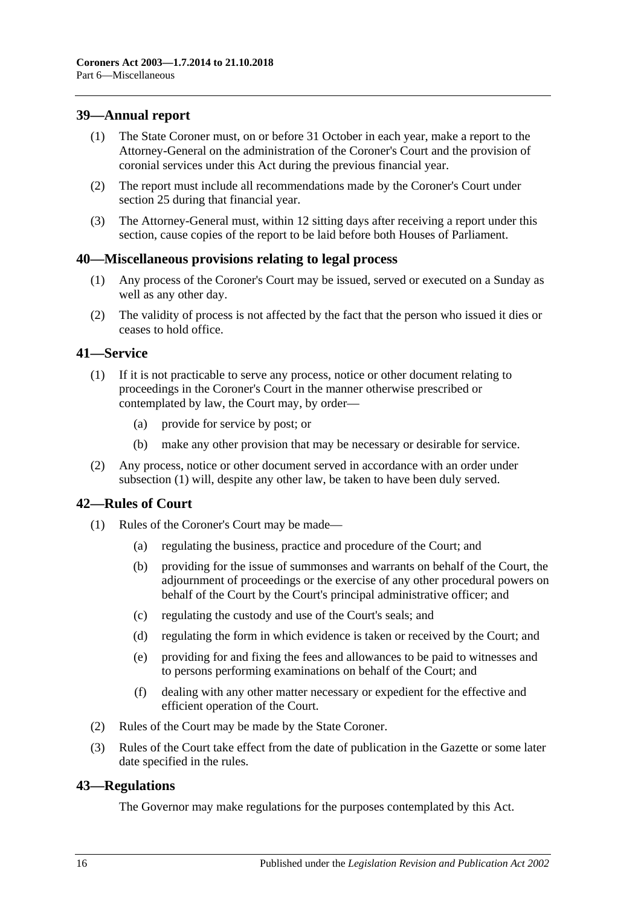## 39—Annual report

(1) The State Coroner must, on or before 31 October in each year, make a report to the Attorney-General on the administration of the Coroner's Court and the provision of coronial services under this Act during the previous financial year.

(2) The report must include all recommendations made by the Coroner's Court under section 25 during that financial year.

(3) The Attorney-General must, within 12 sitting days after receiving a report under this section, cause copies of the report to be laid before both Houses of Parliament.

## 40—Miscellaneous provisions relating to legal process

(1) Any process of the Coroner's Court may be issued, served or executed on a Sunday as well as any other day.

(2) The validity of process is not affected by the fact that the person who issued it dies or ceases to hold office.

## 41—Service

(1) If it is not practicable to serve any process, notice or other document relating to proceedings in the Coroner's Court in the manner otherwise prescribed or contemplated by law, the Court may, by order—

- (a) provide for service by post; or
- (b) make any other provision that may be necessary or desirable for service.

(2) Any process, notice or other document served in accordance with an order under subsection (1) will, despite any other law, be taken to have been duly served.

## 42—Rules of Court

(1) Rules of the Coroner's Court may be made—

- (a) regulating the business, practice and procedure of the Court; and
- (b) providing for the issue of summonses and warrants on behalf of the Court, the adjournment of proceedings or the exercise of any other procedural powers on behalf of the Court by the Court's principal administrative officer; and
- (c) regulating the custody and use of the Court's seals; and
- (d) regulating the form in which evidence is taken or received by the Court; and
- (e) providing for and fixing the fees and allowances to be paid to witnesses and to persons performing examinations on behalf of the Court; and
- (f) dealing with any other matter necessary or expedient for the effective and efficient operation of the Court.

(2) Rules of the Court may be made by the State Coroner.

(3) Rules of the Court take effect from the date of publication in the Gazette or some later date specified in the rules.

## 43—Regulations

The Governor may make regulations for the purposes contemplated by this Act.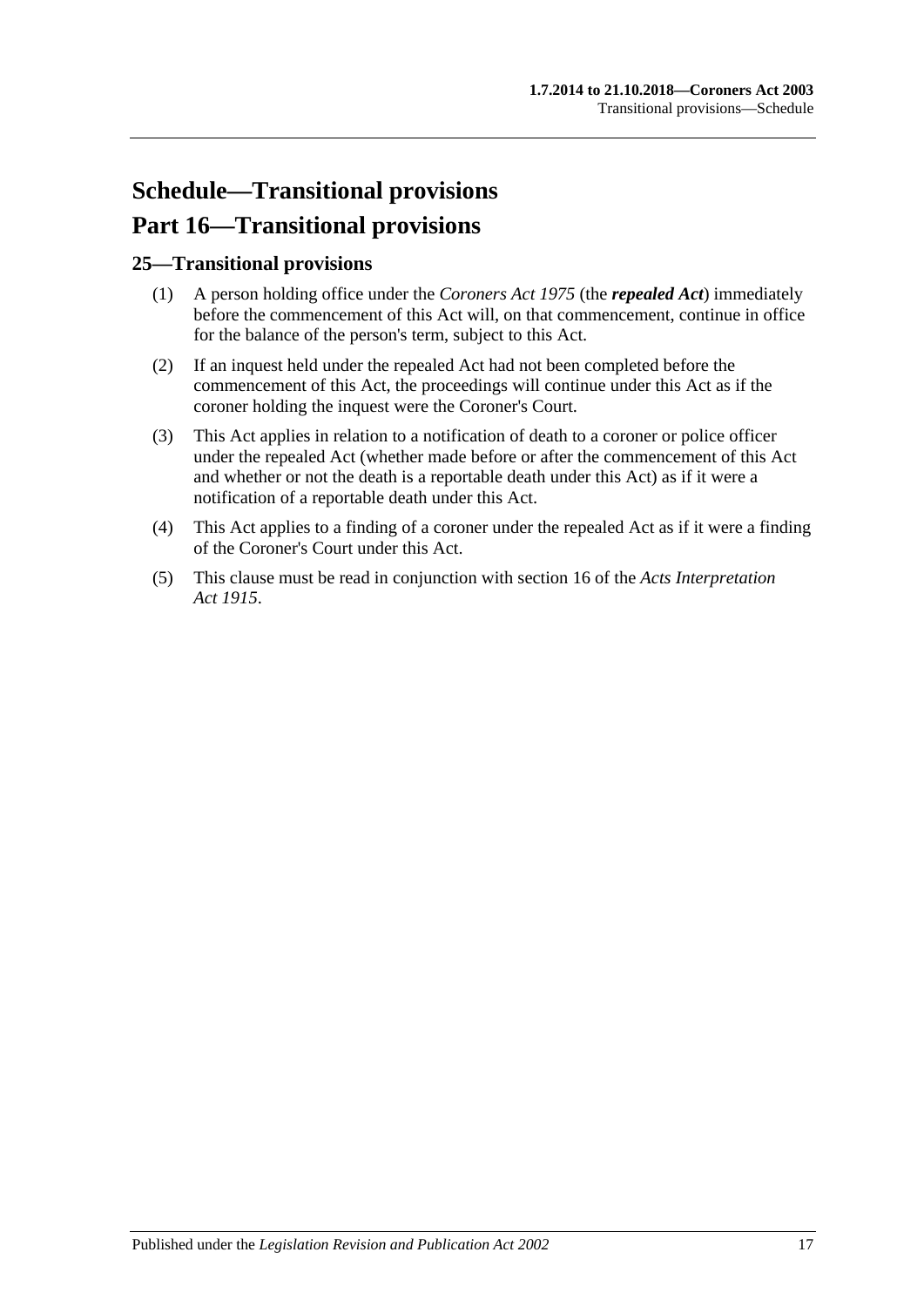# Schedule—Transitional provisions

# Part 16—Transitional provisions

## 25—Transitional provisions

(1) A person holding office under the *Coroners Act 1975* (the ***repealed Act***) immediately before the commencement of this Act will, on that commencement, continue in office for the balance of the person's term, subject to this Act.

(2) If an inquest held under the repealed Act had not been completed before the commencement of this Act, the proceedings will continue under this Act as if the coroner holding the inquest were the Coroner's Court.

(3) This Act applies in relation to a notification of death to a coroner or police officer under the repealed Act (whether made before or after the commencement of this Act and whether or not the death is a reportable death under this Act) as if it were a notification of a reportable death under this Act.

(4) This Act applies to a finding of a coroner under the repealed Act as if it were a finding of the Coroner's Court under this Act.

(5) This clause must be read in conjunction with section 16 of the *Acts Interpretation Act 1915*.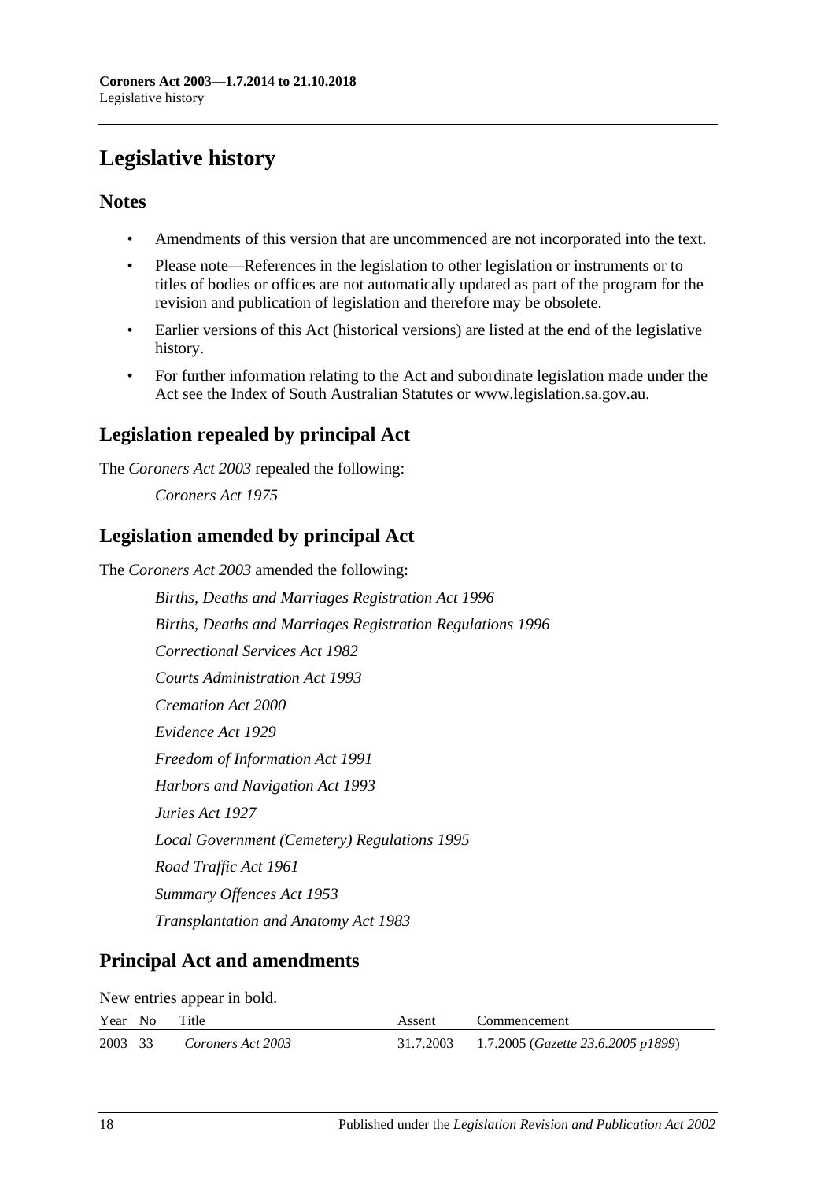# Legislative history

## Notes

- Amendments of this version that are uncommenced are not incorporated into the text.
- Please note—References in the legislation to other legislation or instruments or to titles of bodies or offices are not automatically updated as part of the program for the revision and publication of legislation and therefore may be obsolete.
- Earlier versions of this Act (historical versions) are listed at the end of the legislative history.
- For further information relating to the Act and subordinate legislation made under the Act see the Index of South Australian Statutes or www.legislation.sa.gov.au.

## Legislation repealed by principal Act

The *Coroners Act 2003* repealed the following:

*Coroners Act 1975*

## Legislation amended by principal Act

The *Coroners Act 2003* amended the following:

*Births, Deaths and Marriages Registration Act 1996*

*Births, Deaths and Marriages Registration Regulations 1996*

*Correctional Services Act 1982*

*Courts Administration Act 1993*

*Cremation Act 2000*

*Evidence Act 1929*

*Freedom of Information Act 1991*

*Harbors and Navigation Act 1993*

*Juries Act 1927*

*Local Government (Cemetery) Regulations 1995*

*Road Traffic Act 1961*

*Summary Offences Act 1953*

*Transplantation and Anatomy Act 1983*

## Principal Act and amendments

New entries appear in bold.

| Year | No | Title | Assent | Commencement |
|---|---|---|---|---|
| 2003 | 33 | *Coroners Act 2003* | 31.7.2003 | 1.7.2005 (*Gazette 23.6.2005 p1899*) |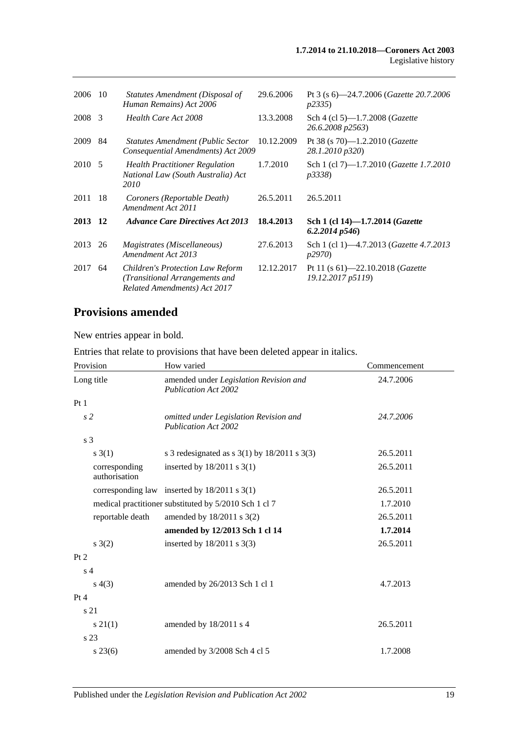| | | | | |
|---|---|---|---|---|
| 2006 | 10 | *Statutes Amendment (Disposal of Human Remains) Act 2006* | 29.6.2006 | Pt 3 (s 6)—24.7.2006 (*Gazette 20.7.2006 p2335*) |
| 2008 | 3 | *Health Care Act 2008* | 13.3.2008 | Sch 4 (cl 5)—1.7.2008 (*Gazette 26.6.2008 p2563*) |
| 2009 | 84 | *Statutes Amendment (Public Sector Consequential Amendments) Act 2009* | 10.12.2009 | Pt 38 (s 70)—1.2.2010 (*Gazette 28.1.2010 p320*) |
| 2010 | 5 | *Health Practitioner Regulation National Law (South Australia) Act 2010* | 1.7.2010 | Sch 1 (cl 7)—1.7.2010 (*Gazette 1.7.2010 p3338*) |
| 2011 | 18 | *Coroners (Reportable Death) Amendment Act 2011* | 26.5.2011 | 26.5.2011 |
| **2013** | **12** | ***Advance Care Directives Act 2013*** | **18.4.2013** | **Sch 1 (cl 14)—1.7.2014 (*Gazette 6.2.2014 p546*)** |
| 2013 | 26 | *Magistrates (Miscellaneous) Amendment Act 2013* | 27.6.2013 | Sch 1 (cl 1)—4.7.2013 (*Gazette 4.7.2013 p2970*) |
| 2017 | 64 | *Children's Protection Law Reform (Transitional Arrangements and Related Amendments) Act 2017* | 12.12.2017 | Pt 11 (s 61)—22.10.2018 (*Gazette 19.12.2017 p5119*) |

## Provisions amended

New entries appear in bold.

Entries that relate to provisions that have been deleted appear in italics.

| Provision | How varied | Commencement |
|---|---|---|
| Long title | amended under *Legislation Revision and Publication Act 2002* | 24.7.2006 |
| Pt 1 | | |
| *s 2* | *omitted under Legislation Revision and Publication Act 2002* | *24.7.2006* |
| s 3 | | |
| s 3(1) | s 3 redesignated as s 3(1) by 18/2011 s 3(3) | 26.5.2011 |
| corresponding authorisation | inserted by 18/2011 s 3(1) | 26.5.2011 |
| corresponding law | inserted by 18/2011 s 3(1) | 26.5.2011 |
| medical practitioner | substituted by 5/2010 Sch 1 cl 7 | 1.7.2010 |
| reportable death | amended by 18/2011 s 3(2) | 26.5.2011 |
| | **amended by 12/2013 Sch 1 cl 14** | **1.7.2014** |
| s 3(2) | inserted by 18/2011 s 3(3) | 26.5.2011 |
| Pt 2 | | |
| s 4 | | |
| s 4(3) | amended by 26/2013 Sch 1 cl 1 | 4.7.2013 |
| Pt 4 | | |
| s 21 | | |
| s 21(1) | amended by 18/2011 s 4 | 26.5.2011 |
| s 23 | | |
| s 23(6) | amended by 3/2008 Sch 4 cl 5 | 1.7.2008 |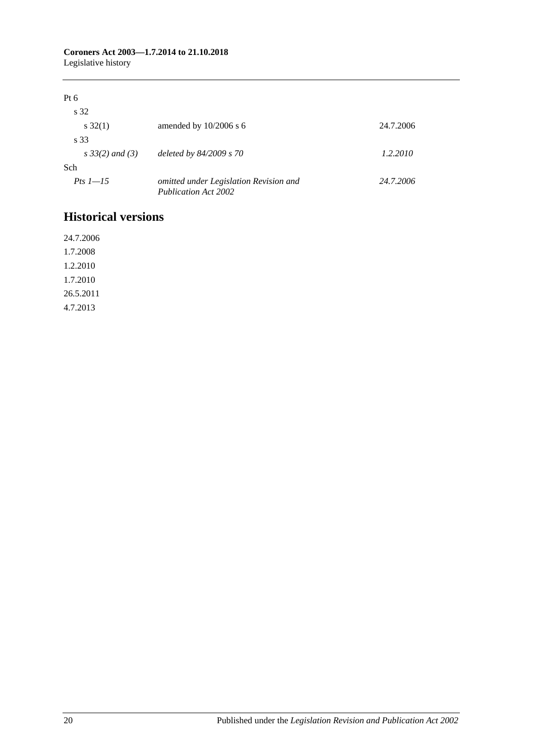Pt 6

| | | |
|---|---|---|
| s 32 | | |
| s 32(1) | amended by 10/2006 s 6 | 24.7.2006 |
| s 33 | | |
| *s 33(2) and (3)* | *deleted by 84/2009 s 70* | *1.2.2010* |
| Sch | | |
| *Pts 1—15* | *omitted under Legislation Revision and Publication Act 2002* | *24.7.2006* |

## Historical versions

24.7.2006

1.7.2008

1.2.2010

1.7.2010

26.5.2011

4.7.2013